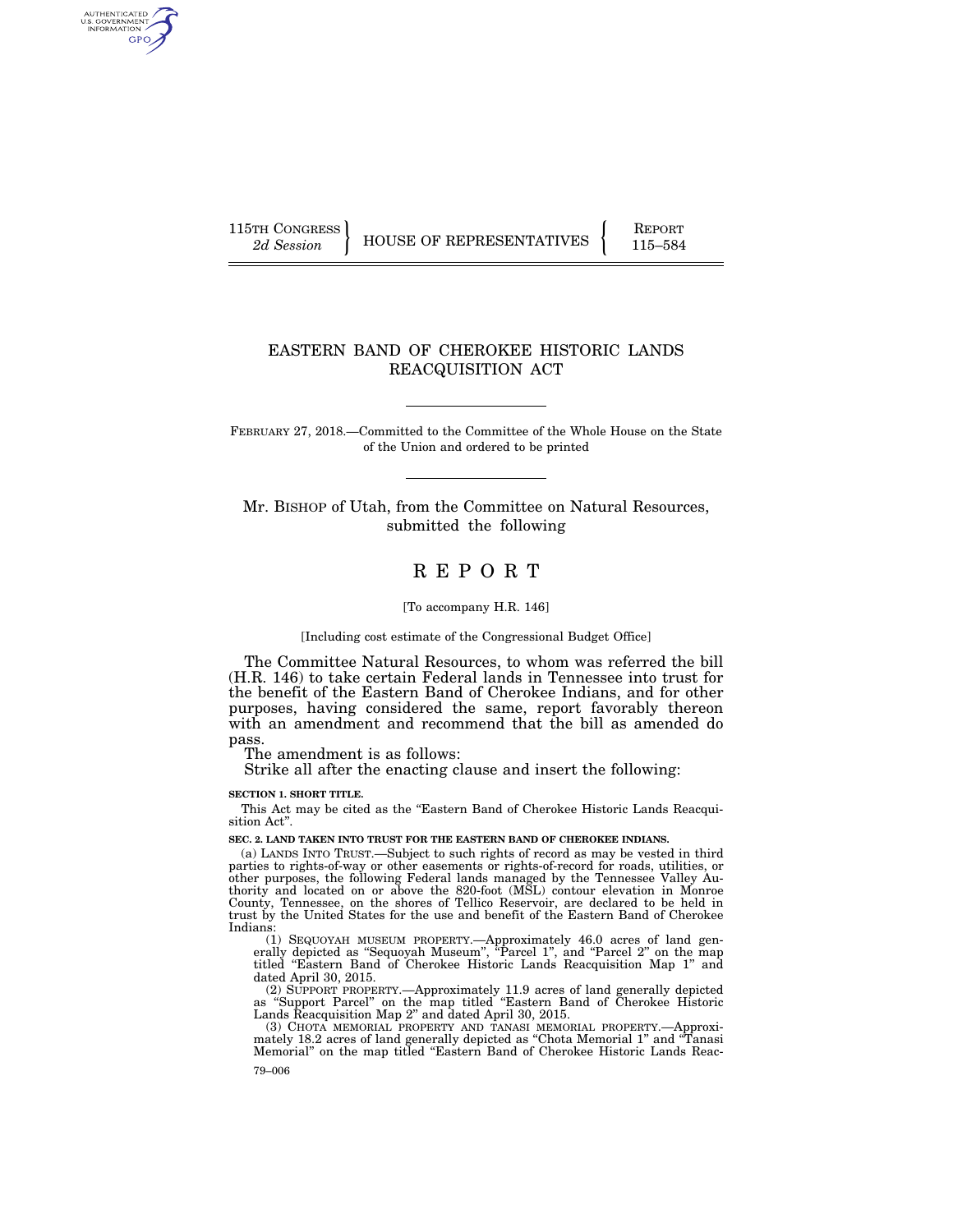115TH CONGRESS
*2d Session*

HOUSE OF REPRESENTATIVES

REPORT
115–584

# EASTERN BAND OF CHEROKEE HISTORIC LANDS REACQUISITION ACT

FEBRUARY 27, 2018.—Committed to the Committee of the Whole House on the State of the Union and ordered to be printed

Mr. BISHOP of Utah, from the Committee on Natural Resources, submitted the following

# R E P O R T

[To accompany H.R. 146]

[Including cost estimate of the Congressional Budget Office]

The Committee Natural Resources, to whom was referred the bill (H.R. 146) to take certain Federal lands in Tennessee into trust for the benefit of the Eastern Band of Cherokee Indians, and for other purposes, having considered the same, report favorably thereon with an amendment and recommend that the bill as amended do pass.

The amendment is as follows:

Strike all after the enacting clause and insert the following:

**SECTION 1. SHORT TITLE.**

This Act may be cited as the "Eastern Band of Cherokee Historic Lands Reacquisition Act".

**SEC. 2. LAND TAKEN INTO TRUST FOR THE EASTERN BAND OF CHEROKEE INDIANS.**

(a) LANDS INTO TRUST.—Subject to such rights of record as may be vested in third parties to rights-of-way or other easements or rights-of-record for roads, utilities, or other purposes, the following Federal lands managed by the Tennessee Valley Authority and located on or above the 820-foot (MSL) contour elevation in Monroe County, Tennessee, on the shores of Tellico Reservoir, are declared to be held in trust by the United States for the use and benefit of the Eastern Band of Cherokee Indians:

(1) SEQUOYAH MUSEUM PROPERTY.—Approximately 46.0 acres of land generally depicted as "Sequoyah Museum", "Parcel 1", and "Parcel 2" on the map titled "Eastern Band of Cherokee Historic Lands Reacquisition Map 1" and dated April 30, 2015.

(2) SUPPORT PROPERTY.—Approximately 11.9 acres of land generally depicted as "Support Parcel" on the map titled "Eastern Band of Cherokee Historic Lands Reacquisition Map 2" and dated April 30, 2015.

(3) CHOTA MEMORIAL PROPERTY AND TANASI MEMORIAL PROPERTY.—Approximately 18.2 acres of land generally depicted as "Chota Memorial 1" and "Tanasi Memorial" on the map titled "Eastern Band of Cherokee Historic Lands Reac-

79–006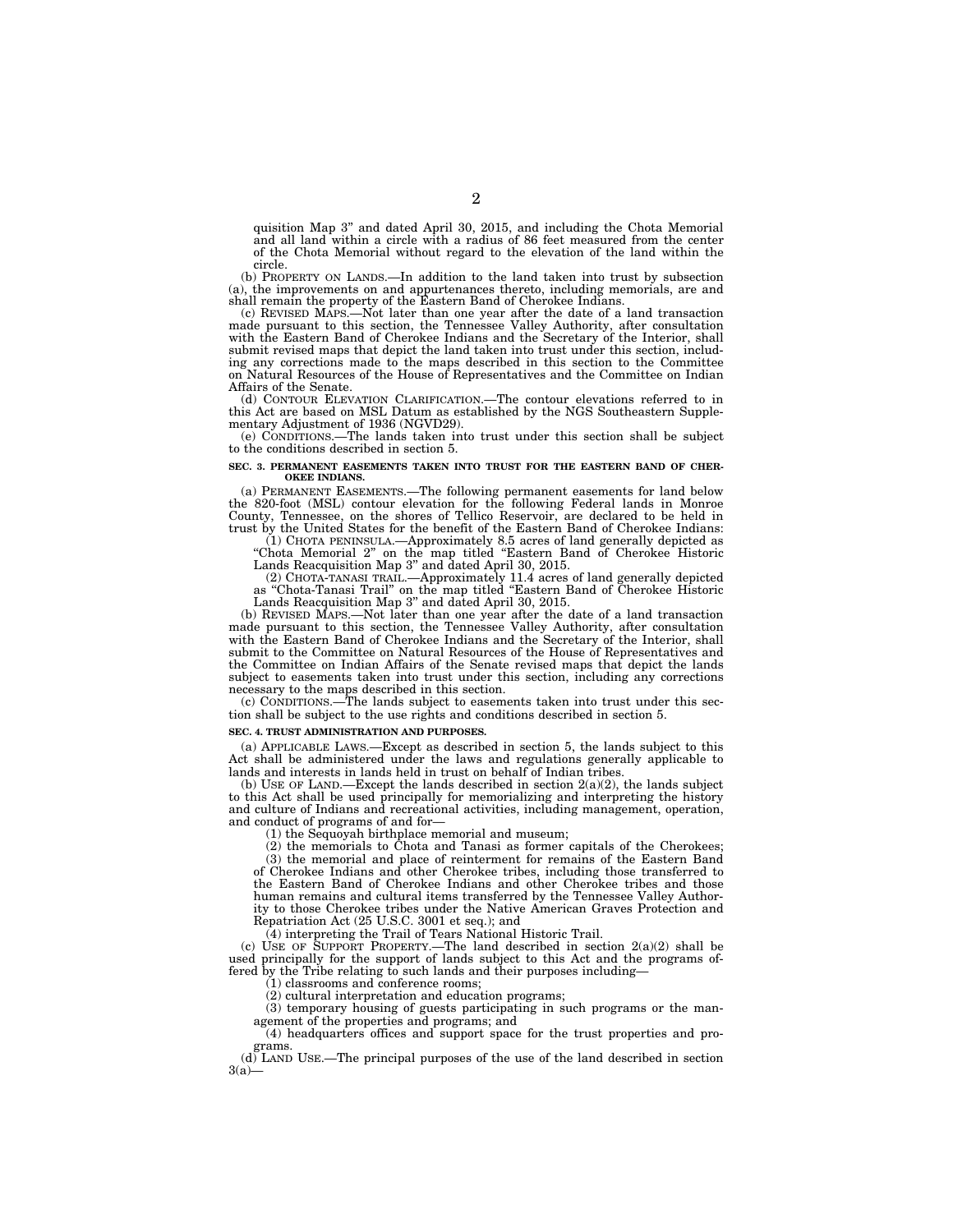quisition Map 3" and dated April 30, 2015, and including the Chota Memorial and all land within a circle with a radius of 86 feet measured from the center of the Chota Memorial without regard to the elevation of the land within the circle.

(b) PROPERTY ON LANDS.—In addition to the land taken into trust by subsection (a), the improvements on and appurtenances thereto, including memorials, are and shall remain the property of the Eastern Band of Cherokee Indians.

(c) REVISED MAPS.—Not later than one year after the date of a land transaction made pursuant to this section, the Tennessee Valley Authority, after consultation with the Eastern Band of Cherokee Indians and the Secretary of the Interior, shall submit revised maps that depict the land taken into trust under this section, including any corrections made to the maps described in this section to the Committee on Natural Resources of the House of Representatives and the Committee on Indian Affairs of the Senate.

(d) CONTOUR ELEVATION CLARIFICATION.—The contour elevations referred to in this Act are based on MSL Datum as established by the NGS Southeastern Supplementary Adjustment of 1936 (NGVD29).

(e) CONDITIONS.—The lands taken into trust under this section shall be subject to the conditions described in section 5.

**SEC. 3. PERMANENT EASEMENTS TAKEN INTO TRUST FOR THE EASTERN BAND OF CHEROKEE INDIANS.**

(a) PERMANENT EASEMENTS.—The following permanent easements for land below the 820-foot (MSL) contour elevation for the following Federal lands in Monroe County, Tennessee, on the shores of Tellico Reservoir, are declared to be held in trust by the United States for the benefit of the Eastern Band of Cherokee Indians:

(1) CHOTA PENINSULA.—Approximately 8.5 acres of land generally depicted as "Chota Memorial 2" on the map titled "Eastern Band of Cherokee Historic Lands Reacquisition Map 3" and dated April 30, 2015.

(2) CHOTA-TANASI TRAIL.—Approximately 11.4 acres of land generally depicted as "Chota-Tanasi Trail" on the map titled "Eastern Band of Cherokee Historic Lands Reacquisition Map 3" and dated April 30, 2015.

(b) REVISED MAPS.—Not later than one year after the date of a land transaction made pursuant to this section, the Tennessee Valley Authority, after consultation with the Eastern Band of Cherokee Indians and the Secretary of the Interior, shall submit to the Committee on Natural Resources of the House of Representatives and the Committee on Indian Affairs of the Senate revised maps that depict the lands subject to easements taken into trust under this section, including any corrections necessary to the maps described in this section.

(c) CONDITIONS.—The lands subject to easements taken into trust under this section shall be subject to the use rights and conditions described in section 5.

**SEC. 4. TRUST ADMINISTRATION AND PURPOSES.**

(a) APPLICABLE LAWS.—Except as described in section 5, the lands subject to this Act shall be administered under the laws and regulations generally applicable to lands and interests in lands held in trust on behalf of Indian tribes.

(b) USE OF LAND.—Except the lands described in section 2(a)(2), the lands subject to this Act shall be used principally for memorializing and interpreting the history and culture of Indians and recreational activities, including management, operation, and conduct of programs of and for—

(1) the Sequoyah birthplace memorial and museum;

(2) the memorials to Chota and Tanasi as former capitals of the Cherokees;

(3) the memorial and place of reinterment for remains of the Eastern Band of Cherokee Indians and other Cherokee tribes, including those transferred to the Eastern Band of Cherokee Indians and other Cherokee tribes and those human remains and cultural items transferred by the Tennessee Valley Authority to those Cherokee tribes under the Native American Graves Protection and Repatriation Act (25 U.S.C. 3001 et seq.); and

(4) interpreting the Trail of Tears National Historic Trail.

(c) USE OF SUPPORT PROPERTY.—The land described in section 2(a)(2) shall be used principally for the support of lands subject to this Act and the programs offered by the Tribe relating to such lands and their purposes including—

(1) classrooms and conference rooms;

(2) cultural interpretation and education programs;

(3) temporary housing of guests participating in such programs or the management of the properties and programs; and

(4) headquarters offices and support space for the trust properties and programs.

(d) LAND USE.—The principal purposes of the use of the land described in section 3(a)—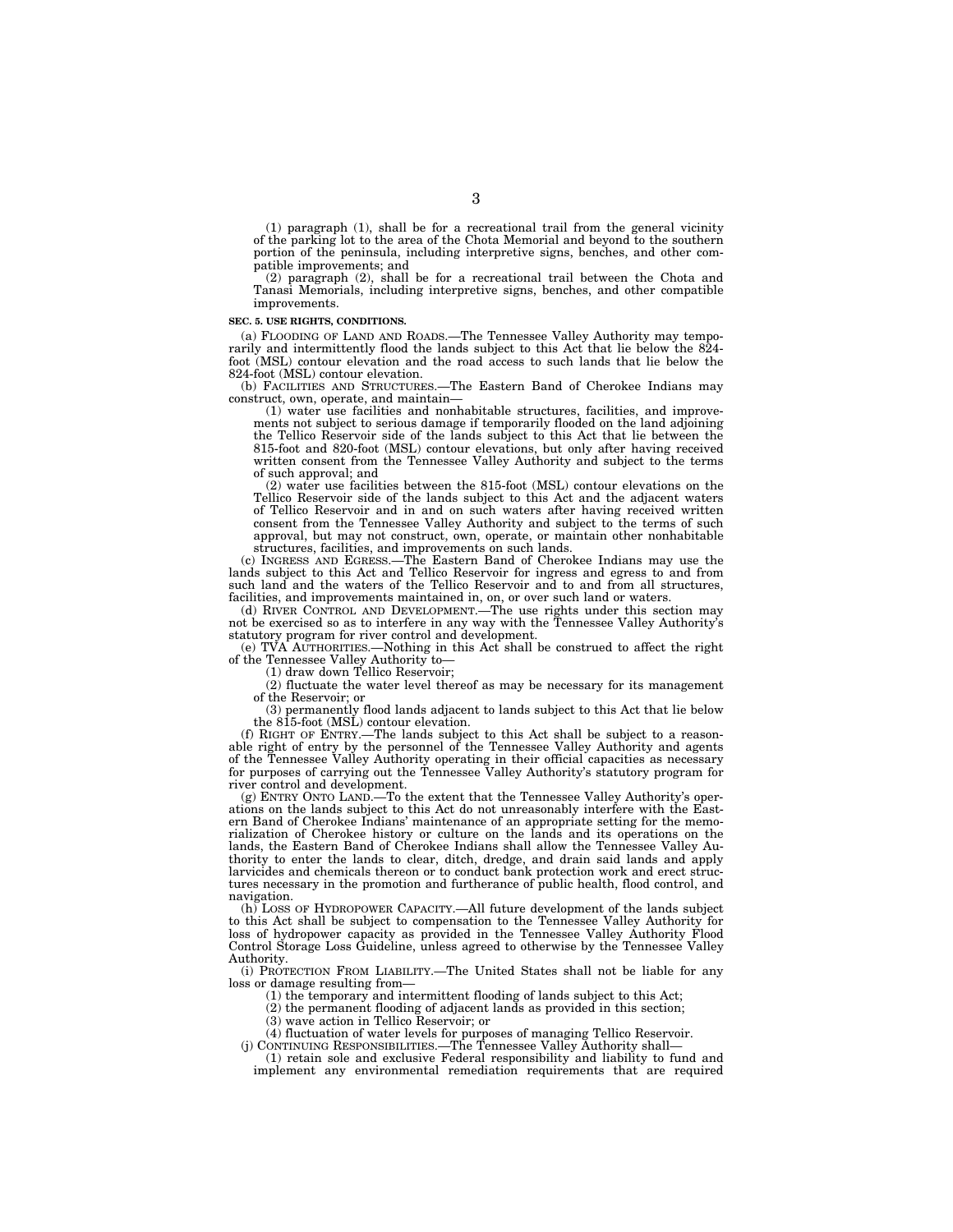(1) paragraph (1), shall be for a recreational trail from the general vicinity of the parking lot to the area of the Chota Memorial and beyond to the southern portion of the peninsula, including interpretive signs, benches, and other compatible improvements; and

(2) paragraph (2), shall be for a recreational trail between the Chota and Tanasi Memorials, including interpretive signs, benches, and other compatible improvements.

**SEC. 5. USE RIGHTS, CONDITIONS.**

(a) FLOODING OF LAND AND ROADS.—The Tennessee Valley Authority may temporarily and intermittently flood the lands subject to this Act that lie below the 824-foot (MSL) contour elevation and the road access to such lands that lie below the 824-foot (MSL) contour elevation.

(b) FACILITIES AND STRUCTURES.—The Eastern Band of Cherokee Indians may construct, own, operate, and maintain—

(1) water use facilities and nonhabitable structures, facilities, and improvements not subject to serious damage if temporarily flooded on the land adjoining the Tellico Reservoir side of the lands subject to this Act that lie between the 815-foot and 820-foot (MSL) contour elevations, but only after having received written consent from the Tennessee Valley Authority and subject to the terms of such approval; and

(2) water use facilities between the 815-foot (MSL) contour elevations on the Tellico Reservoir side of the lands subject to this Act and the adjacent waters of Tellico Reservoir and in and on such waters after having received written consent from the Tennessee Valley Authority and subject to the terms of such approval, but may not construct, own, operate, or maintain other nonhabitable structures, facilities, and improvements on such lands.

(c) INGRESS AND EGRESS.—The Eastern Band of Cherokee Indians may use the lands subject to this Act and Tellico Reservoir for ingress and egress to and from such land and the waters of the Tellico Reservoir and to and from all structures, facilities, and improvements maintained in, on, or over such land or waters.

(d) RIVER CONTROL AND DEVELOPMENT.—The use rights under this section may not be exercised so as to interfere in any way with the Tennessee Valley Authority's statutory program for river control and development.

(e) TVA AUTHORITIES.—Nothing in this Act shall be construed to affect the right of the Tennessee Valley Authority to—

(1) draw down Tellico Reservoir;

(2) fluctuate the water level thereof as may be necessary for its management of the Reservoir; or

(3) permanently flood lands adjacent to lands subject to this Act that lie below the 815-foot (MSL) contour elevation.

(f) RIGHT OF ENTRY.—The lands subject to this Act shall be subject to a reasonable right of entry by the personnel of the Tennessee Valley Authority and agents of the Tennessee Valley Authority operating in their official capacities as necessary for purposes of carrying out the Tennessee Valley Authority's statutory program for river control and development.

(g) ENTRY ONTO LAND.—To the extent that the Tennessee Valley Authority's operations on the lands subject to this Act do not unreasonably interfere with the Eastern Band of Cherokee Indians' maintenance of an appropriate setting for the memorialization of Cherokee history or culture on the lands and its operations on the lands, the Eastern Band of Cherokee Indians shall allow the Tennessee Valley Authority to enter the lands to clear, ditch, dredge, and drain said lands and apply larvicides and chemicals thereon or to conduct bank protection work and erect structures necessary in the promotion and furtherance of public health, flood control, and navigation.

(h) LOSS OF HYDROPOWER CAPACITY.—All future development of the lands subject to this Act shall be subject to compensation to the Tennessee Valley Authority for loss of hydropower capacity as provided in the Tennessee Valley Authority Flood Control Storage Loss Guideline, unless agreed to otherwise by the Tennessee Valley Authority.

(i) PROTECTION FROM LIABILITY.—The United States shall not be liable for any loss or damage resulting from—

(1) the temporary and intermittent flooding of lands subject to this Act;

(2) the permanent flooding of adjacent lands as provided in this section;

(3) wave action in Tellico Reservoir; or

(4) fluctuation of water levels for purposes of managing Tellico Reservoir.

(j) CONTINUING RESPONSIBILITIES.—The Tennessee Valley Authority shall—

(1) retain sole and exclusive Federal responsibility and liability to fund and implement any environmental remediation requirements that are required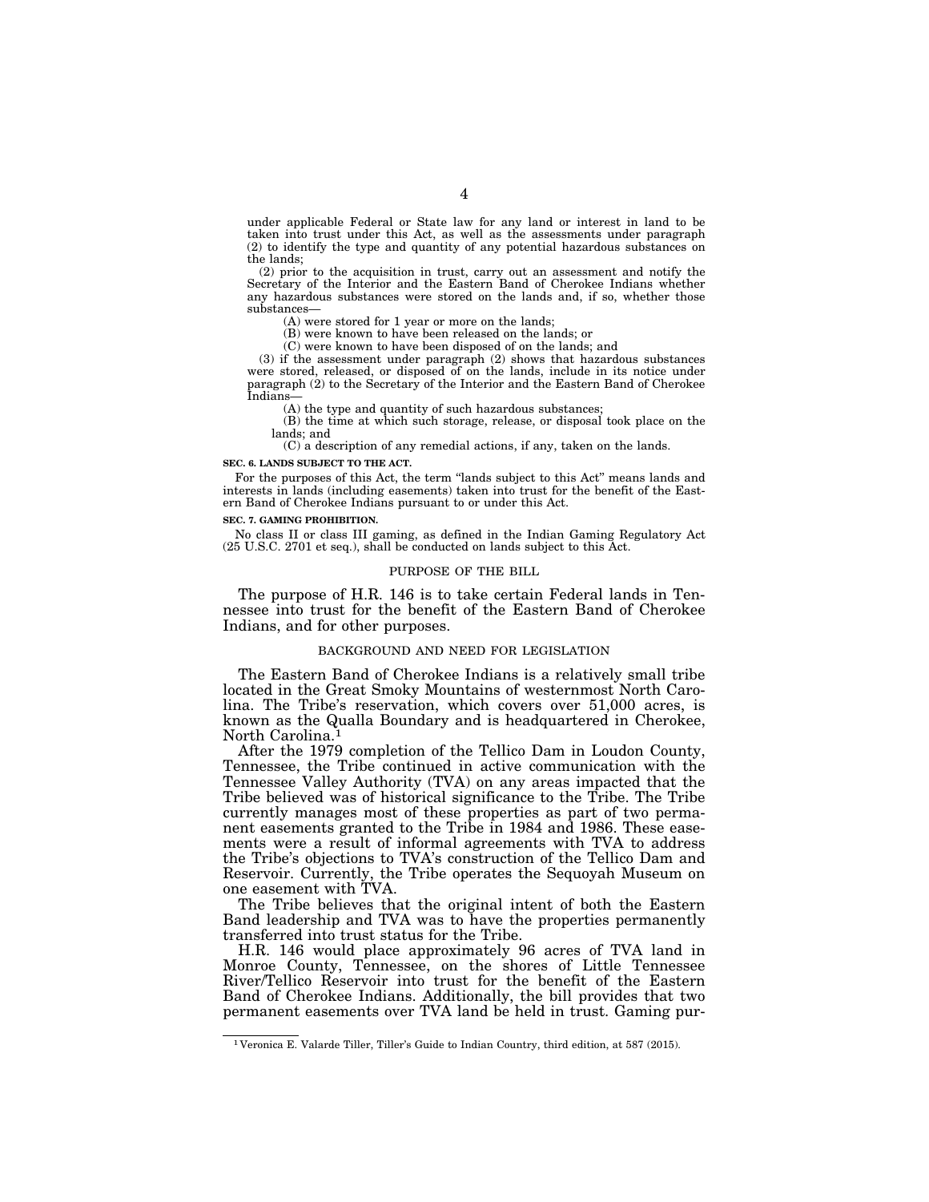under applicable Federal or State law for any land or interest in land to be taken into trust under this Act, as well as the assessments under paragraph (2) to identify the type and quantity of any potential hazardous substances on the lands;

(2) prior to the acquisition in trust, carry out an assessment and notify the Secretary of the Interior and the Eastern Band of Cherokee Indians whether any hazardous substances were stored on the lands and, if so, whether those substances—

(A) were stored for 1 year or more on the lands;

(B) were known to have been released on the lands; or

(C) were known to have been disposed of on the lands; and

(3) if the assessment under paragraph (2) shows that hazardous substances were stored, released, or disposed of on the lands, include in its notice under paragraph (2) to the Secretary of the Interior and the Eastern Band of Cherokee Indians—

(A) the type and quantity of such hazardous substances;

(B) the time at which such storage, release, or disposal took place on the lands; and

(C) a description of any remedial actions, if any, taken on the lands.

**SEC. 6. LANDS SUBJECT TO THE ACT.**

For the purposes of this Act, the term "lands subject to this Act" means lands and interests in lands (including easements) taken into trust for the benefit of the Eastern Band of Cherokee Indians pursuant to or under this Act.

**SEC. 7. GAMING PROHIBITION.**

No class II or class III gaming, as defined in the Indian Gaming Regulatory Act (25 U.S.C. 2701 et seq.), shall be conducted on lands subject to this Act.

## PURPOSE OF THE BILL

The purpose of H.R. 146 is to take certain Federal lands in Tennessee into trust for the benefit of the Eastern Band of Cherokee Indians, and for other purposes.

## BACKGROUND AND NEED FOR LEGISLATION

The Eastern Band of Cherokee Indians is a relatively small tribe located in the Great Smoky Mountains of westernmost North Carolina. The Tribe's reservation, which covers over 51,000 acres, is known as the Qualla Boundary and is headquartered in Cherokee, North Carolina.[1]

After the 1979 completion of the Tellico Dam in Loudon County, Tennessee, the Tribe continued in active communication with the Tennessee Valley Authority (TVA) on any areas impacted that the Tribe believed was of historical significance to the Tribe. The Tribe currently manages most of these properties as part of two permanent easements granted to the Tribe in 1984 and 1986. These easements were a result of informal agreements with TVA to address the Tribe's objections to TVA's construction of the Tellico Dam and Reservoir. Currently, the Tribe operates the Sequoyah Museum on one easement with TVA.

The Tribe believes that the original intent of both the Eastern Band leadership and TVA was to have the properties permanently transferred into trust status for the Tribe.

H.R. 146 would place approximately 96 acres of TVA land in Monroe County, Tennessee, on the shores of Little Tennessee River/Tellico Reservoir into trust for the benefit of the Eastern Band of Cherokee Indians. Additionally, the bill provides that two permanent easements over TVA land be held in trust. Gaming pur-

[1] Veronica E. Valarde Tiller, Tiller's Guide to Indian Country, third edition, at 587 (2015).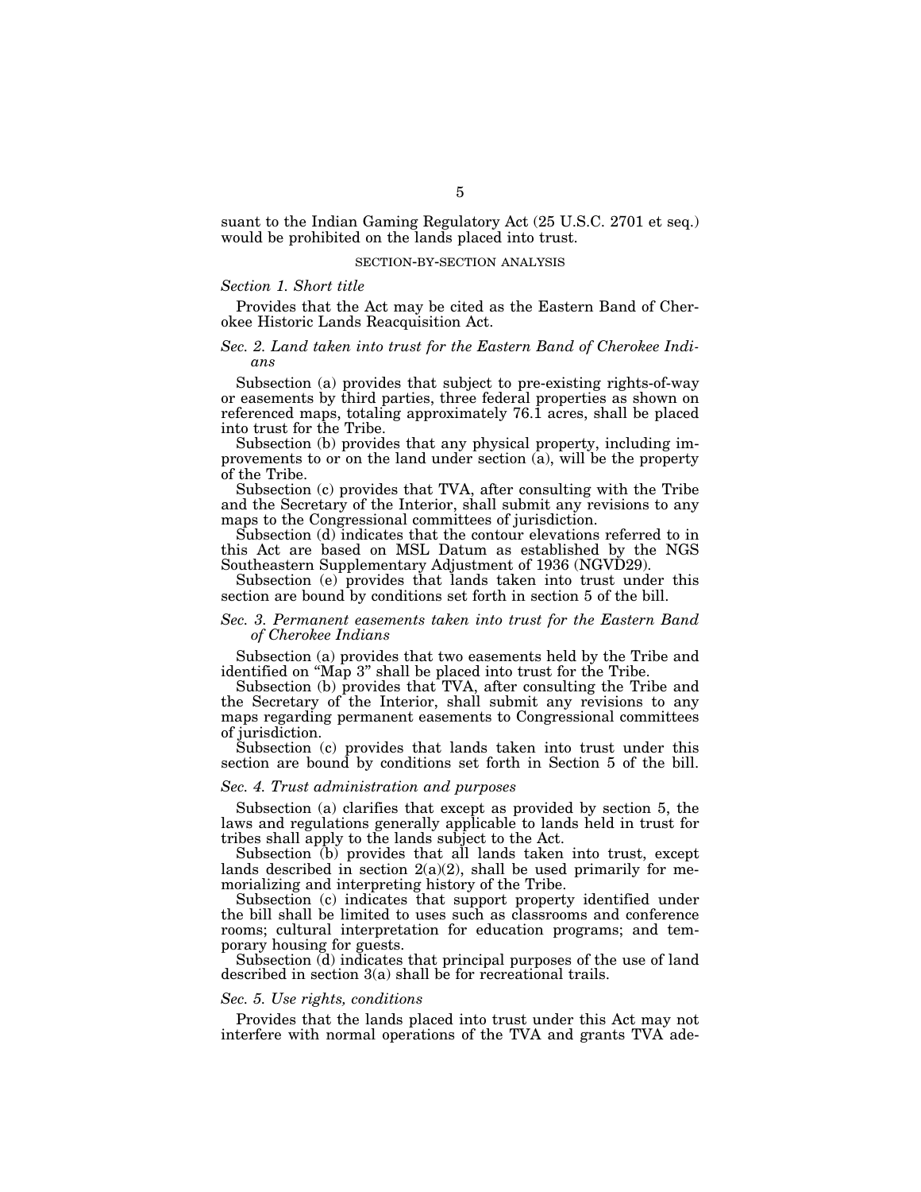suant to the Indian Gaming Regulatory Act (25 U.S.C. 2701 et seq.) would be prohibited on the lands placed into trust.

## SECTION-BY-SECTION ANALYSIS

### *Section 1. Short title*

Provides that the Act may be cited as the Eastern Band of Cherokee Historic Lands Reacquisition Act.

### *Sec. 2. Land taken into trust for the Eastern Band of Cherokee Indians*

Subsection (a) provides that subject to pre-existing rights-of-way or easements by third parties, three federal properties as shown on referenced maps, totaling approximately 76.1 acres, shall be placed into trust for the Tribe.

Subsection (b) provides that any physical property, including improvements to or on the land under section (a), will be the property of the Tribe.

Subsection (c) provides that TVA, after consulting with the Tribe and the Secretary of the Interior, shall submit any revisions to any maps to the Congressional committees of jurisdiction.

Subsection (d) indicates that the contour elevations referred to in this Act are based on MSL Datum as established by the NGS Southeastern Supplementary Adjustment of 1936 (NGVD29).

Subsection (e) provides that lands taken into trust under this section are bound by conditions set forth in section 5 of the bill.

### *Sec. 3. Permanent easements taken into trust for the Eastern Band of Cherokee Indians*

Subsection (a) provides that two easements held by the Tribe and identified on "Map 3" shall be placed into trust for the Tribe.

Subsection (b) provides that TVA, after consulting the Tribe and the Secretary of the Interior, shall submit any revisions to any maps regarding permanent easements to Congressional committees of jurisdiction.

Subsection (c) provides that lands taken into trust under this section are bound by conditions set forth in Section 5 of the bill.

### *Sec. 4. Trust administration and purposes*

Subsection (a) clarifies that except as provided by section 5, the laws and regulations generally applicable to lands held in trust for tribes shall apply to the lands subject to the Act.

Subsection (b) provides that all lands taken into trust, except lands described in section 2(a)(2), shall be used primarily for memorializing and interpreting history of the Tribe.

Subsection (c) indicates that support property identified under the bill shall be limited to uses such as classrooms and conference rooms; cultural interpretation for education programs; and temporary housing for guests.

Subsection (d) indicates that principal purposes of the use of land described in section 3(a) shall be for recreational trails.

### *Sec. 5. Use rights, conditions*

Provides that the lands placed into trust under this Act may not interfere with normal operations of the TVA and grants TVA ade-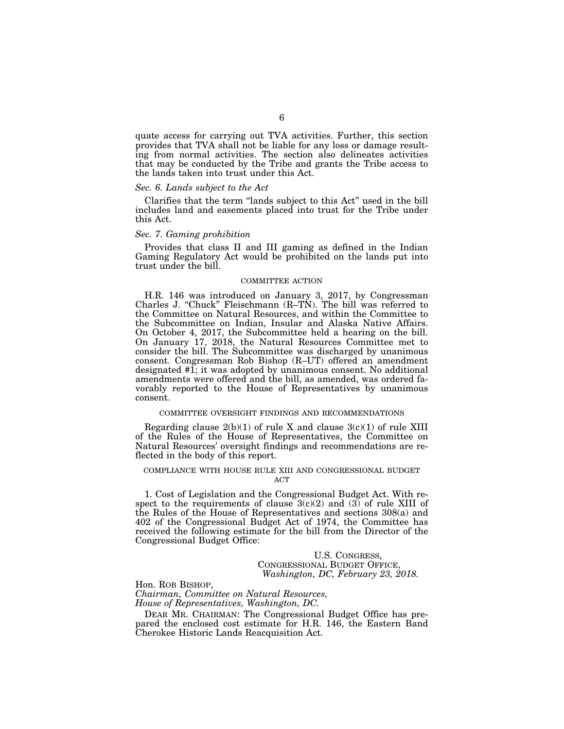quate access for carrying out TVA activities. Further, this section provides that TVA shall not be liable for any loss or damage resulting from normal activities. The section also delineates activities that may be conducted by the Tribe and grants the Tribe access to the lands taken into trust under this Act.

*Sec. 6. Lands subject to the Act*

Clarifies that the term "lands subject to this Act" used in the bill includes land and easements placed into trust for the Tribe under this Act.

*Sec. 7. Gaming prohibition*

Provides that class II and III gaming as defined in the Indian Gaming Regulatory Act would be prohibited on the lands put into trust under the bill.

## COMMITTEE ACTION

H.R. 146 was introduced on January 3, 2017, by Congressman Charles J. "Chuck" Fleischmann (R–TN). The bill was referred to the Committee on Natural Resources, and within the Committee to the Subcommittee on Indian, Insular and Alaska Native Affairs. On October 4, 2017, the Subcommittee held a hearing on the bill. On January 17, 2018, the Natural Resources Committee met to consider the bill. The Subcommittee was discharged by unanimous consent. Congressman Rob Bishop (R–UT) offered an amendment designated #1; it was adopted by unanimous consent. No additional amendments were offered and the bill, as amended, was ordered favorably reported to the House of Representatives by unanimous consent.

## COMMITTEE OVERSIGHT FINDINGS AND RECOMMENDATIONS

Regarding clause 2(b)(1) of rule X and clause 3(c)(1) of rule XIII of the Rules of the House of Representatives, the Committee on Natural Resources' oversight findings and recommendations are reflected in the body of this report.

## COMPLIANCE WITH HOUSE RULE XIII AND CONGRESSIONAL BUDGET ACT

1. Cost of Legislation and the Congressional Budget Act. With respect to the requirements of clause 3(c)(2) and (3) of rule XIII of the Rules of the House of Representatives and sections 308(a) and 402 of the Congressional Budget Act of 1974, the Committee has received the following estimate for the bill from the Director of the Congressional Budget Office:

U.S. CONGRESS,  
CONGRESSIONAL BUDGET OFFICE,  
*Washington, DC, February 23, 2018.*

Hon. ROB BISHOP,  
*Chairman, Committee on Natural Resources,*  
*House of Representatives, Washington, DC.*

DEAR MR. CHAIRMAN: The Congressional Budget Office has prepared the enclosed cost estimate for H.R. 146, the Eastern Band Cherokee Historic Lands Reacquisition Act.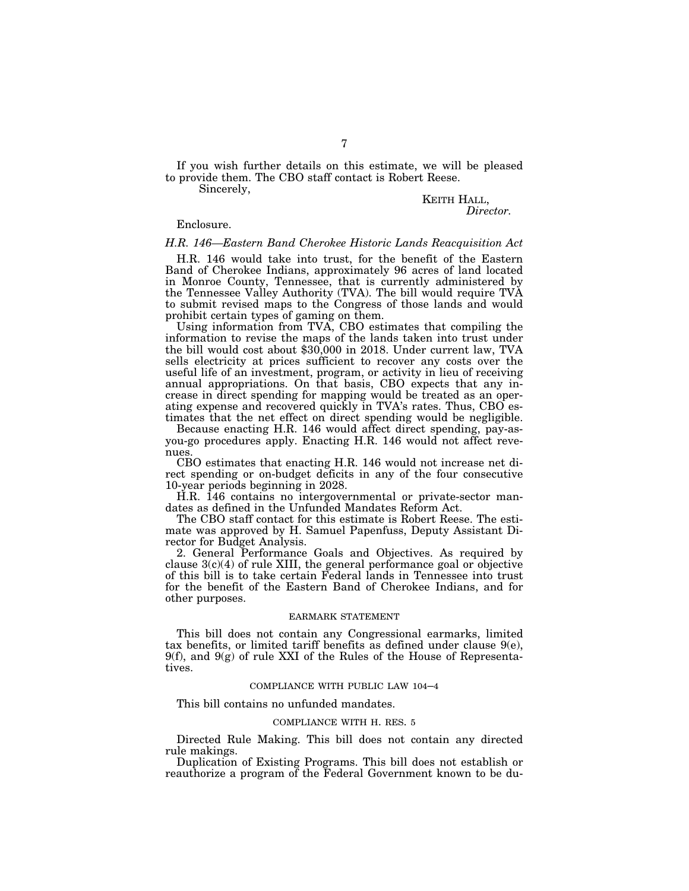If you wish further details on this estimate, we will be pleased to provide them. The CBO staff contact is Robert Reese.

Sincerely,

KEITH HALL,
*Director.*

Enclosure.

*H.R. 146—Eastern Band Cherokee Historic Lands Reacquisition Act*

H.R. 146 would take into trust, for the benefit of the Eastern Band of Cherokee Indians, approximately 96 acres of land located in Monroe County, Tennessee, that is currently administered by the Tennessee Valley Authority (TVA). The bill would require TVA to submit revised maps to the Congress of those lands and would prohibit certain types of gaming on them.

Using information from TVA, CBO estimates that compiling the information to revise the maps of the lands taken into trust under the bill would cost about $30,000 in 2018. Under current law, TVA sells electricity at prices sufficient to recover any costs over the useful life of an investment, program, or activity in lieu of receiving annual appropriations. On that basis, CBO expects that any increase in direct spending for mapping would be treated as an operating expense and recovered quickly in TVA's rates. Thus, CBO estimates that the net effect on direct spending would be negligible.

Because enacting H.R. 146 would affect direct spending, pay-as-you-go procedures apply. Enacting H.R. 146 would not affect revenues.

CBO estimates that enacting H.R. 146 would not increase net direct spending or on-budget deficits in any of the four consecutive 10-year periods beginning in 2028.

H.R. 146 contains no intergovernmental or private-sector mandates as defined in the Unfunded Mandates Reform Act.

The CBO staff contact for this estimate is Robert Reese. The estimate was approved by H. Samuel Papenfuss, Deputy Assistant Director for Budget Analysis.

2. General Performance Goals and Objectives. As required by clause 3(c)(4) of rule XIII, the general performance goal or objective of this bill is to take certain Federal lands in Tennessee into trust for the benefit of the Eastern Band of Cherokee Indians, and for other purposes.

## EARMARK STATEMENT

This bill does not contain any Congressional earmarks, limited tax benefits, or limited tariff benefits as defined under clause 9(e), 9(f), and 9(g) of rule XXI of the Rules of the House of Representatives.

## COMPLIANCE WITH PUBLIC LAW 104–4

This bill contains no unfunded mandates.

## COMPLIANCE WITH H. RES. 5

Directed Rule Making. This bill does not contain any directed rule makings.

Duplication of Existing Programs. This bill does not establish or reauthorize a program of the Federal Government known to be du-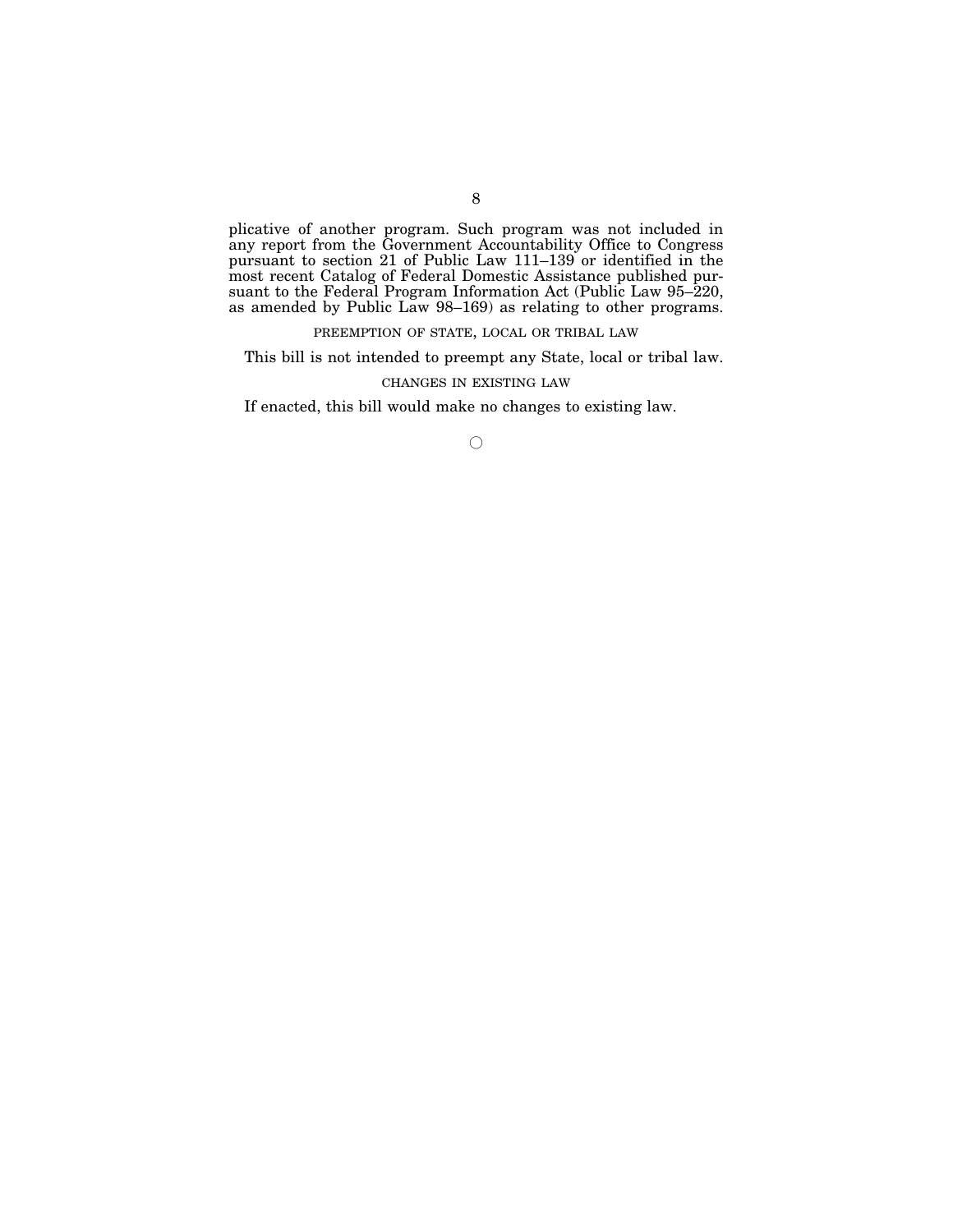plicative of another program. Such program was not included in any report from the Government Accountability Office to Congress pursuant to section 21 of Public Law 111–139 or identified in the most recent Catalog of Federal Domestic Assistance published pursuant to the Federal Program Information Act (Public Law 95–220, as amended by Public Law 98–169) as relating to other programs.

## PREEMPTION OF STATE, LOCAL OR TRIBAL LAW

This bill is not intended to preempt any State, local or tribal law.

## CHANGES IN EXISTING LAW

If enacted, this bill would make no changes to existing law.

○